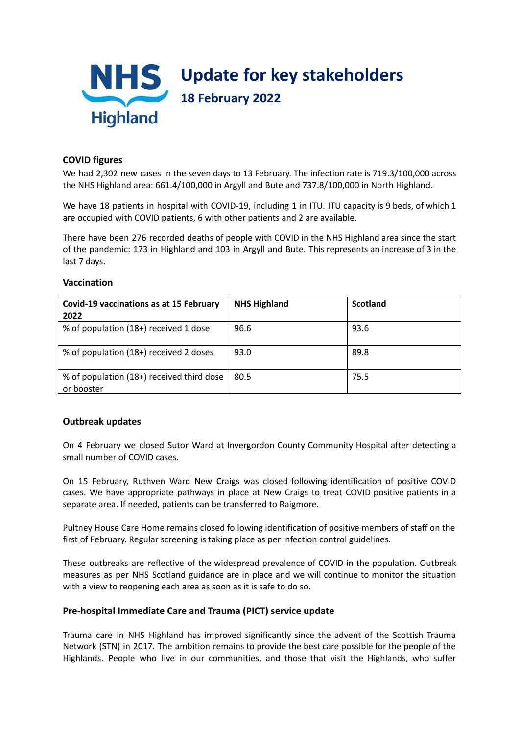# Update for key stakeholders

## 18 February 2022

### COVID figures

We had 2,302 new cases in the seven days to 13 February. The infection rate is 719.3/100,000 across the NHS Highland area: 661.4/100,000 in Argyll and Bute and 737.8/100,000 in North Highland.

We have 18 patients in hospital with COVID-19, including 1 in ITU. ITU capacity is 9 beds, of which 1 are occupied with COVID patients, 6 with other patients and 2 are available.

There have been 276 recorded deaths of people with COVID in the NHS Highland area since the start of the pandemic: 173 in Highland and 103 in Argyll and Bute. This represents an increase of 3 in the last 7 days.

### Vaccination

| Covid-19 vaccinations as at 15 February 2022 | NHS Highland | Scotland |
| --- | --- | --- |
| % of population (18+) received 1 dose | 96.6 | 93.6 |
| % of population (18+) received 2 doses | 93.0 | 89.8 |
| % of population (18+) received third dose or booster | 80.5 | 75.5 |

### Outbreak updates

On 4 February we closed Sutor Ward at Invergordon County Community Hospital after detecting a small number of COVID cases.

On 15 February, Ruthven Ward New Craigs was closed following identification of positive COVID cases. We have appropriate pathways in place at New Craigs to treat COVID positive patients in a separate area. If needed, patients can be transferred to Raigmore.

Pultney House Care Home remains closed following identification of positive members of staff on the first of February. Regular screening is taking place as per infection control guidelines.

These outbreaks are reflective of the widespread prevalence of COVID in the population. Outbreak measures as per NHS Scotland guidance are in place and we will continue to monitor the situation with a view to reopening each area as soon as it is safe to do so.

### Pre-hospital Immediate Care and Trauma (PICT) service update

Trauma care in NHS Highland has improved significantly since the advent of the Scottish Trauma Network (STN) in 2017. The ambition remains to provide the best care possible for the people of the Highlands. People who live in our communities, and those that visit the Highlands, who suffer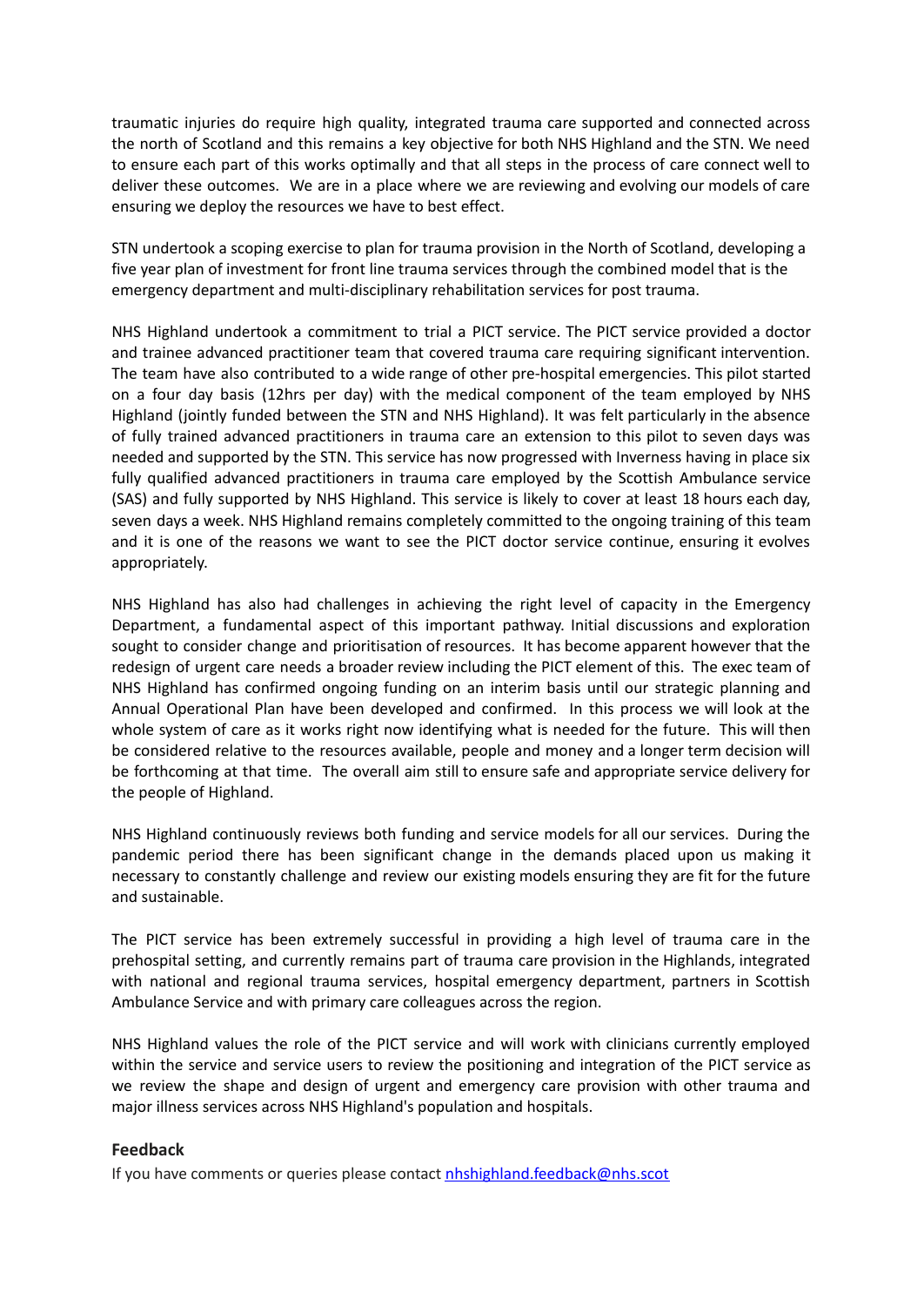traumatic injuries do require high quality, integrated trauma care supported and connected across the north of Scotland and this remains a key objective for both NHS Highland and the STN. We need to ensure each part of this works optimally and that all steps in the process of care connect well to deliver these outcomes. We are in a place where we are reviewing and evolving our models of care ensuring we deploy the resources we have to best effect.

STN undertook a scoping exercise to plan for trauma provision in the North of Scotland, developing a five year plan of investment for front line trauma services through the combined model that is the emergency department and multi-disciplinary rehabilitation services for post trauma.

NHS Highland undertook a commitment to trial a PICT service. The PICT service provided a doctor and trainee advanced practitioner team that covered trauma care requiring significant intervention. The team have also contributed to a wide range of other pre-hospital emergencies. This pilot started on a four day basis (12hrs per day) with the medical component of the team employed by NHS Highland (jointly funded between the STN and NHS Highland). It was felt particularly in the absence of fully trained advanced practitioners in trauma care an extension to this pilot to seven days was needed and supported by the STN. This service has now progressed with Inverness having in place six fully qualified advanced practitioners in trauma care employed by the Scottish Ambulance service (SAS) and fully supported by NHS Highland. This service is likely to cover at least 18 hours each day, seven days a week. NHS Highland remains completely committed to the ongoing training of this team and it is one of the reasons we want to see the PICT doctor service continue, ensuring it evolves appropriately.

NHS Highland has also had challenges in achieving the right level of capacity in the Emergency Department, a fundamental aspect of this important pathway. Initial discussions and exploration sought to consider change and prioritisation of resources. It has become apparent however that the redesign of urgent care needs a broader review including the PICT element of this. The exec team of NHS Highland has confirmed ongoing funding on an interim basis until our strategic planning and Annual Operational Plan have been developed and confirmed. In this process we will look at the whole system of care as it works right now identifying what is needed for the future. This will then be considered relative to the resources available, people and money and a longer term decision will be forthcoming at that time. The overall aim still to ensure safe and appropriate service delivery for the people of Highland.

NHS Highland continuously reviews both funding and service models for all our services. During the pandemic period there has been significant change in the demands placed upon us making it necessary to constantly challenge and review our existing models ensuring they are fit for the future and sustainable.

The PICT service has been extremely successful in providing a high level of trauma care in the prehospital setting, and currently remains part of trauma care provision in the Highlands, integrated with national and regional trauma services, hospital emergency department, partners in Scottish Ambulance Service and with primary care colleagues across the region.

NHS Highland values the role of the PICT service and will work with clinicians currently employed within the service and service users to review the positioning and integration of the PICT service as we review the shape and design of urgent and emergency care provision with other trauma and major illness services across NHS Highland's population and hospitals.

## Feedback

If you have comments or queries please contact nhshighland.feedback@nhs.scot